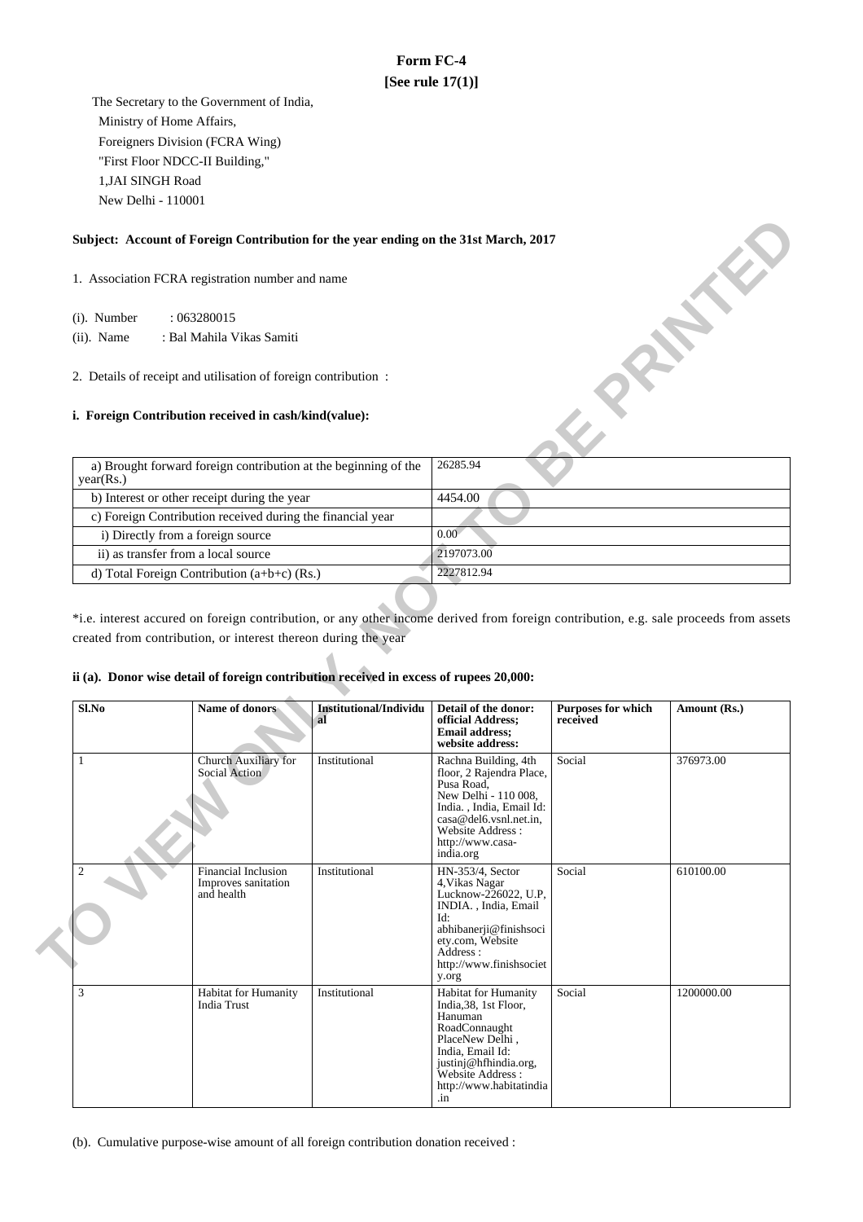# Form FC-4

**[See rule 17(1)]**

The Secretary to the Government of India,
Ministry of Home Affairs,
Foreigners Division (FCRA Wing)
"First Floor NDCC-II Building,"
1,JAI SINGH Road
New Delhi - 110001

**Subject: Account of Foreign Contribution for the year ending on the 31st March, 2017**

1. Association FCRA registration number and name

(i). Number : 063280015
(ii). Name : Bal Mahila Vikas Samiti

2. Details of receipt and utilisation of foreign contribution :

**i. Foreign Contribution received in cash/kind(value):**

| | |
|---|---|
| a) Brought forward foreign contribution at the beginning of the year(Rs.) | 26285.94 |
| b) Interest or other receipt during the year | 4454.00 |
| c) Foreign Contribution received during the financial year | |
| i) Directly from a foreign source | 0.00 |
| ii) as transfer from a local source | 2197073.00 |
| d) Total Foreign Contribution (a+b+c) (Rs.) | 2227812.94 |

*i.e. interest accured on foreign contribution, or any other income derived from foreign contribution, e.g. sale proceeds from assets created from contribution, or interest thereon during the year

**ii (a). Donor wise detail of foreign contribution received in excess of rupees 20,000:**

| Sl.No | Name of donors | Institutional/Individual | Detail of the donor: official Address; Email address; website address: | Purposes for which received | Amount (Rs.) |
|---|---|---|---|---|---|
| 1 | Church Auxiliary for Social Action | Institutional | Rachna Building, 4th floor, 2 Rajendra Place, Pusa Road, New Delhi - 110 008, India. , India, Email Id: casa@del6.vsnl.net.in, Website Address : http://www.casa-india.org | Social | 376973.00 |
| 2 | Financial Inclusion Improves sanitation and health | Institutional | HN-353/4, Sector 4,Vikas Nagar Lucknow-226022, U.P, INDIA. , India, Email Id: abhibanerji@finishsociety.com, Website Address : http://www.finishsociety.org | Social | 610100.00 |
| 3 | Habitat for Humanity India Trust | Institutional | Habitat for Humanity India,38, 1st Floor, Hanuman RoadConnaught PlaceNew Delhi , India, Email Id: justinj@hfhindia.org, Website Address : http://www.habitatindia.in | Social | 1200000.00 |

(b). Cumulative purpose-wise amount of all foreign contribution donation received :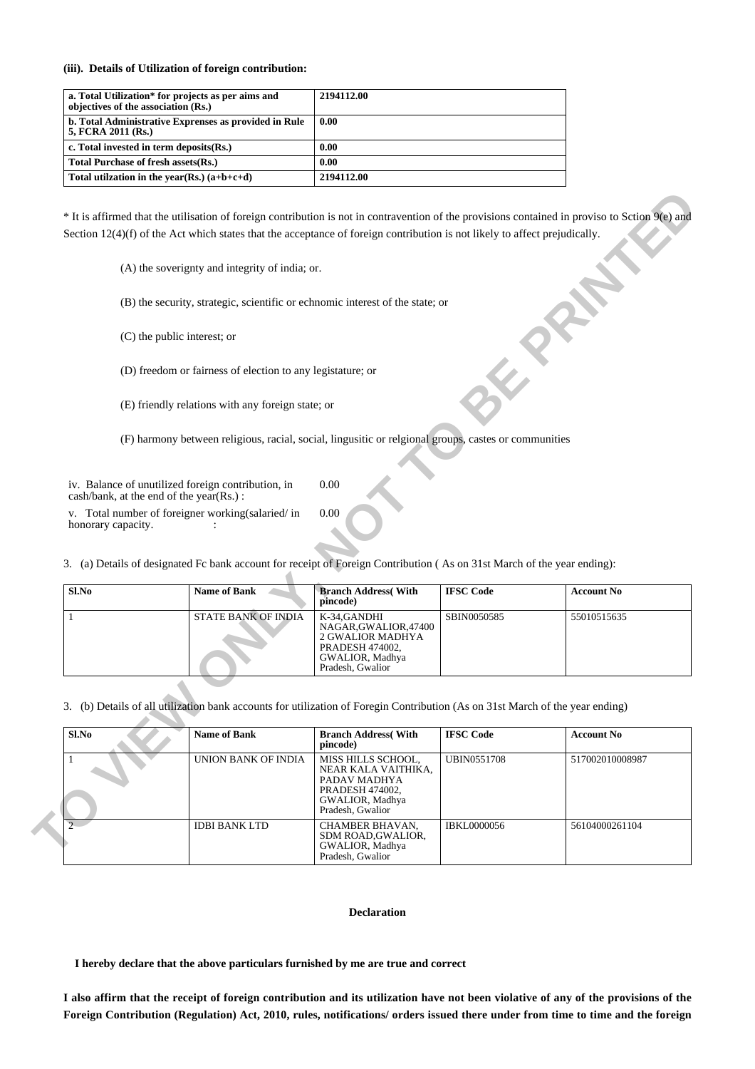**(iii). Details of Utilization of foreign contribution:**

| | |
|---|---|
| **a. Total Utilization* for projects as per aims and objectives of the association (Rs.)** | **2194112.00** |
| **b. Total Administrative Exprenses as provided in Rule 5, FCRA 2011 (Rs.)** | **0.00** |
| **c. Total invested in term deposits(Rs.)** | **0.00** |
| **Total Purchase of fresh assets(Rs.)** | **0.00** |
| **Total utilzation in the year(Rs.) (a+b+c+d)** | **2194112.00** |

* It is affirmed that the utilisation of foreign contribution is not in contravention of the provisions contained in proviso to Sction 9(e) and Section 12(4)(f) of the Act which states that the acceptance of foreign contribution is not likely to affect prejudically.

(A) the soverignty and integrity of india; or.

(B) the security, strategic, scientific or echnomic interest of the state; or

(C) the public interest; or

(D) freedom or fairness of election to any legistature; or

(E) friendly relations with any foreign state; or

(F) harmony between religious, racial, social, lingusitic or relgional groups, castes or communities

| | |
|---|---|
| iv. Balance of unutilized foreign contribution, in cash/bank, at the end of the year(Rs.) : | 0.00 |
| v. Total number of foreigner working(salaried/ in honorary capacity. : | 0.00 |

3. (a) Details of designated Fc bank account for receipt of Foreign Contribution ( As on 31st March of the year ending):

| Sl.No | Name of Bank | Branch Address( With pincode) | IFSC Code | Account No |
|---|---|---|---|---|
| 1 | STATE BANK OF INDIA | K-34,GANDHI NAGAR,GWALIOR,47400 2 GWALIOR MADHYA PRADESH 474002, GWALIOR, Madhya Pradesh, Gwalior | SBIN0050585 | 55010515635 |

3. (b) Details of all utilization bank accounts for utilization of Foregin Contribution (As on 31st March of the year ending)

| Sl.No | Name of Bank | Branch Address( With pincode) | IFSC Code | Account No |
|---|---|---|---|---|
| 1 | UNION BANK OF INDIA | MISS HILLS SCHOOL, NEAR KALA VAITHIKA, PADAV MADHYA PRADESH 474002, GWALIOR, Madhya Pradesh, Gwalior | UBIN0551708 | 517002010008987 |
| 2 | IDBI BANK LTD | CHAMBER BHAVAN, SDM ROAD,GWALIOR, GWALIOR, Madhya Pradesh, Gwalior | IBKL0000056 | 56104000261104 |

**Declaration**

**I hereby declare that the above particulars furnished by me are true and correct**

**I also affirm that the receipt of foreign contribution and its utilization have not been violative of any of the provisions of the Foreign Contribution (Regulation) Act, 2010, rules, notifications/ orders issued there under from time to time and the foreign**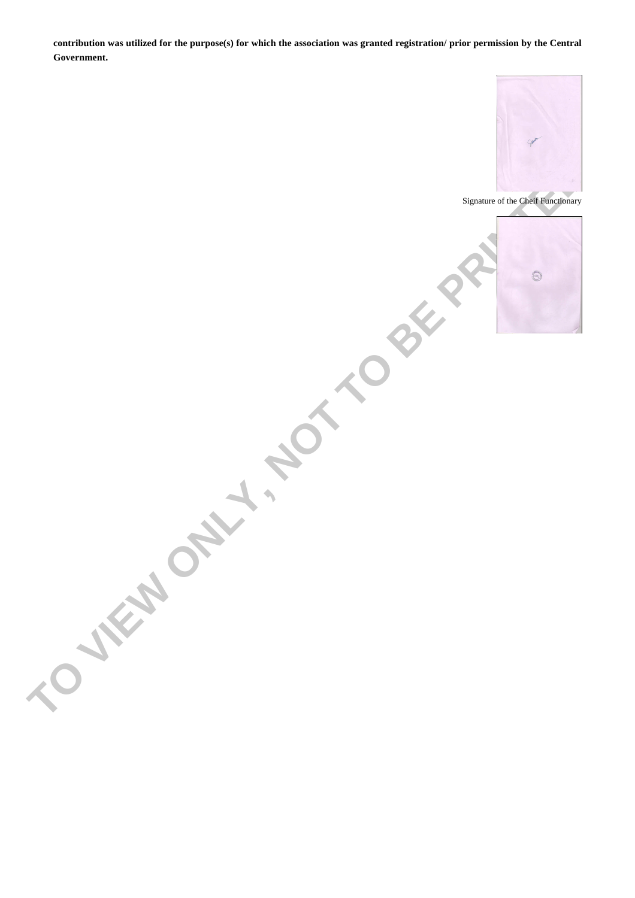**contribution was utilized for the purpose(s) for which the association was granted registration/ prior permission by the Central Government.**

Signature of the Cheif Functionary